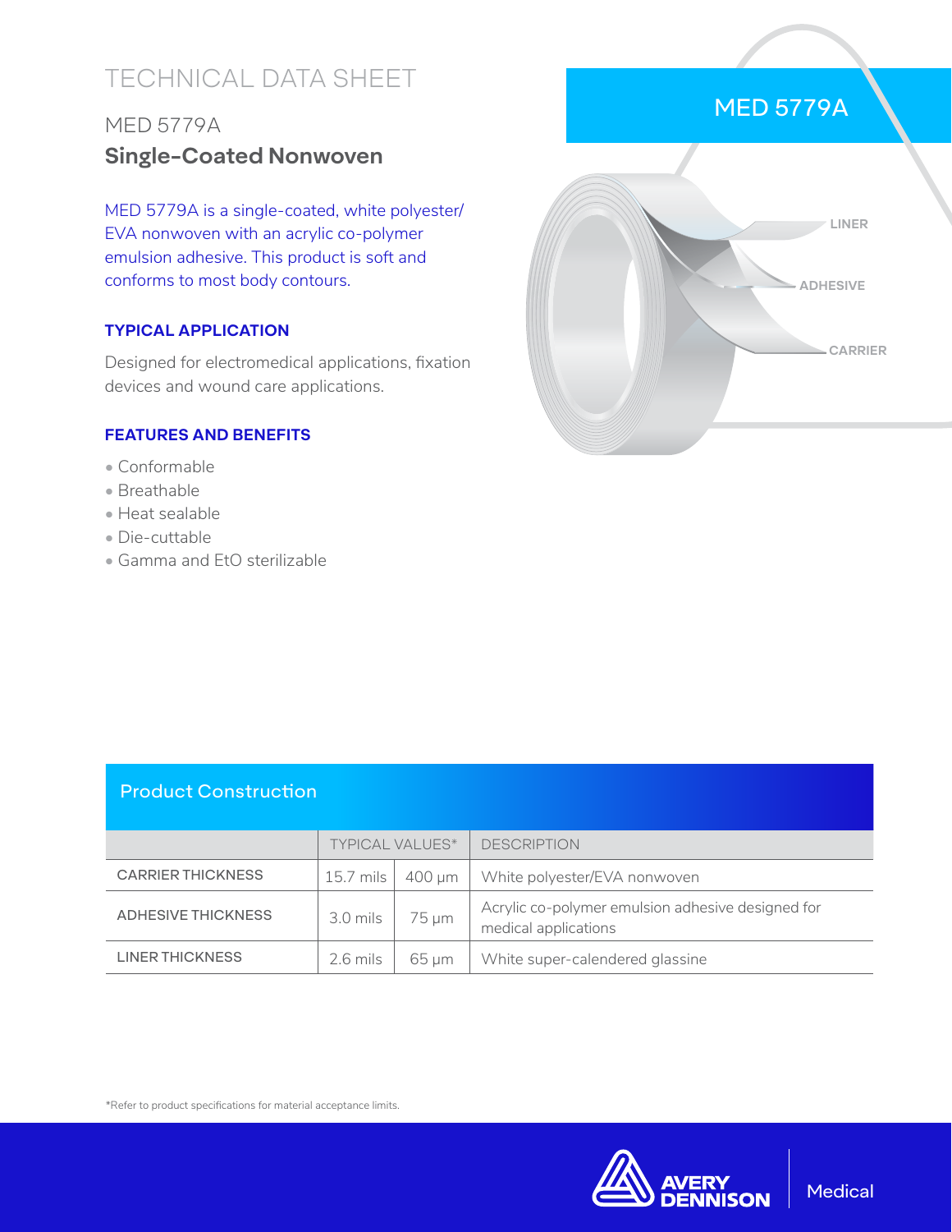# TECHNICAL DATA SHEET

## MED 5779A

## Single-Coated Nonwoven

MED 5779A is a single-coated, white polyester/EVA nonwoven with an acrylic co-polymer emulsion adhesive. This product is soft and conforms to most body contours.

### TYPICAL APPLICATION

Designed for electromedical applications, fixation devices and wound care applications.

### FEATURES AND BENEFITS

- Conformable
- Breathable
- Heat sealable
- Die-cuttable
- Gamma and EtO sterilizable

MED 5779A

LINER

ADHESIVE

CARRIER

## Product Construction

| | TYPICAL VALUES* | | DESCRIPTION |
|---|---|---|---|
| CARRIER THICKNESS | 15.7 mils | 400 µm | White polyester/EVA nonwoven |
| ADHESIVE THICKNESS | 3.0 mils | 75 µm | Acrylic co-polymer emulsion adhesive designed for medical applications |
| LINER THICKNESS | 2.6 mils | 65 µm | White super-calendered glassine |

*Refer to product specifications for material acceptance limits.

AVERY DENNISON | Medical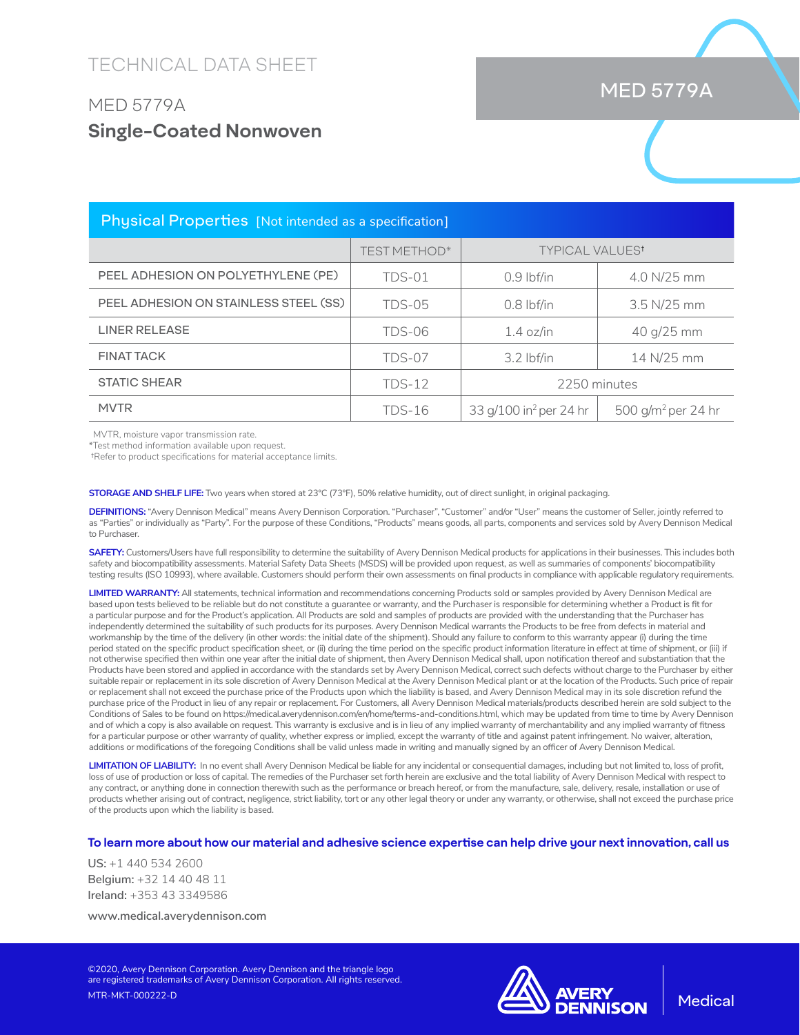# TECHNICAL DATA SHEET

MED 5779A

## Single-Coated Nonwoven

MED 5779A

### Physical Properties [Not intended as a specification]

| | TEST METHOD* | TYPICAL VALUES† | |
|---|---|---|---|
| PEEL ADHESION ON POLYETHYLENE (PE) | TDS-01 | 0.9 lbf/in | 4.0 N/25 mm |
| PEEL ADHESION ON STAINLESS STEEL (SS) | TDS-05 | 0.8 lbf/in | 3.5 N/25 mm |
| LINER RELEASE | TDS-06 | 1.4 oz/in | 40 g/25 mm |
| FINAT TACK | TDS-07 | 3.2 lbf/in | 14 N/25 mm |
| STATIC SHEAR | TDS-12 | 2250 minutes | |
| MVTR | TDS-16 | 33 g/100 $in^2$ per 24 hr | 500 $g/m^2$ per 24 hr |

MVTR, moisture vapor transmission rate.
*Test method information available upon request.
†Refer to product specifications for material acceptance limits.

**STORAGE AND SHELF LIFE:** Two years when stored at 23°C (73°F), 50% relative humidity, out of direct sunlight, in original packaging.

**DEFINITIONS:** "Avery Dennison Medical" means Avery Dennison Corporation. "Purchaser", "Customer" and/or "User" means the customer of Seller, jointly referred to as "Parties" or individually as "Party". For the purpose of these Conditions, "Products" means goods, all parts, components and services sold by Avery Dennison Medical to Purchaser.

**SAFETY:** Customers/Users have full responsibility to determine the suitability of Avery Dennison Medical products for applications in their businesses. This includes both safety and biocompatibility assessments. Material Safety Data Sheets (MSDS) will be provided upon request, as well as summaries of components' biocompatibility testing results (ISO 10993), where available. Customers should perform their own assessments on final products in compliance with applicable regulatory requirements.

**LIMITED WARRANTY:** All statements, technical information and recommendations concerning Products sold or samples provided by Avery Dennison Medical are based upon tests believed to be reliable but do not constitute a guarantee or warranty, and the Purchaser is responsible for determining whether a Product is fit for a particular purpose and for the Product's application. All Products are sold and samples of products are provided with the understanding that the Purchaser has independently determined the suitability of such products for its purposes. Avery Dennison Medical warrants the Products to be free from defects in material and workmanship by the time of the delivery (in other words: the initial date of the shipment). Should any failure to conform to this warranty appear (i) during the time period stated on the specific product specification sheet, or (ii) during the time period on the specific product information literature in effect at time of shipment, or (iii) if not otherwise specified then within one year after the initial date of shipment, then Avery Dennison Medical shall, upon notification thereof and substantiation that the Products have been stored and applied in accordance with the standards set by Avery Dennison Medical, correct such defects without charge to the Purchaser by either suitable repair or replacement in its sole discretion of Avery Dennison Medical at the Avery Dennison Medical plant or at the location of the Products. Such price of repair or replacement shall not exceed the purchase price of the Products upon which the liability is based, and Avery Dennison Medical may in its sole discretion refund the purchase price of the Product in lieu of any repair or replacement. For Customers, all Avery Dennison Medical materials/products described herein are sold subject to the Conditions of Sales to be found on https://medical.averydennison.com/en/home/terms-and-conditions.html, which may be updated from time to time by Avery Dennison and of which a copy is also available on request. This warranty is exclusive and is in lieu of any implied warranty of merchantability and any implied warranty of fitness for a particular purpose or other warranty of quality, whether express or implied, except the warranty of title and against patent infringement. No waiver, alteration, additions or modifications of the foregoing Conditions shall be valid unless made in writing and manually signed by an officer of Avery Dennison Medical.

**LIMITATION OF LIABILITY:** In no event shall Avery Dennison Medical be liable for any incidental or consequential damages, including but not limited to, loss of profit, loss of use of production or loss of capital. The remedies of the Purchaser set forth herein are exclusive and the total liability of Avery Dennison Medical with respect to any contract, or anything done in connection therewith such as the performance or breach hereof, or from the manufacture, sale, delivery, resale, installation or use of products whether arising out of contract, negligence, strict liability, tort or any other legal theory or under any warranty, or otherwise, shall not exceed the purchase price of the products upon which the liability is based.

**To learn more about how our material and adhesive science expertise can help drive your next innovation, call us**

**US:** +1 440 534 2600
**Belgium:** +32 14 40 48 11
**Ireland:** +353 43 3349586

**www.medical.averydennison.com**

©2020, Avery Dennison Corporation. Avery Dennison and the triangle logo are registered trademarks of Avery Dennison Corporation. All rights reserved.

MTR-MKT-000222-D

AVERY DENNISON Medical